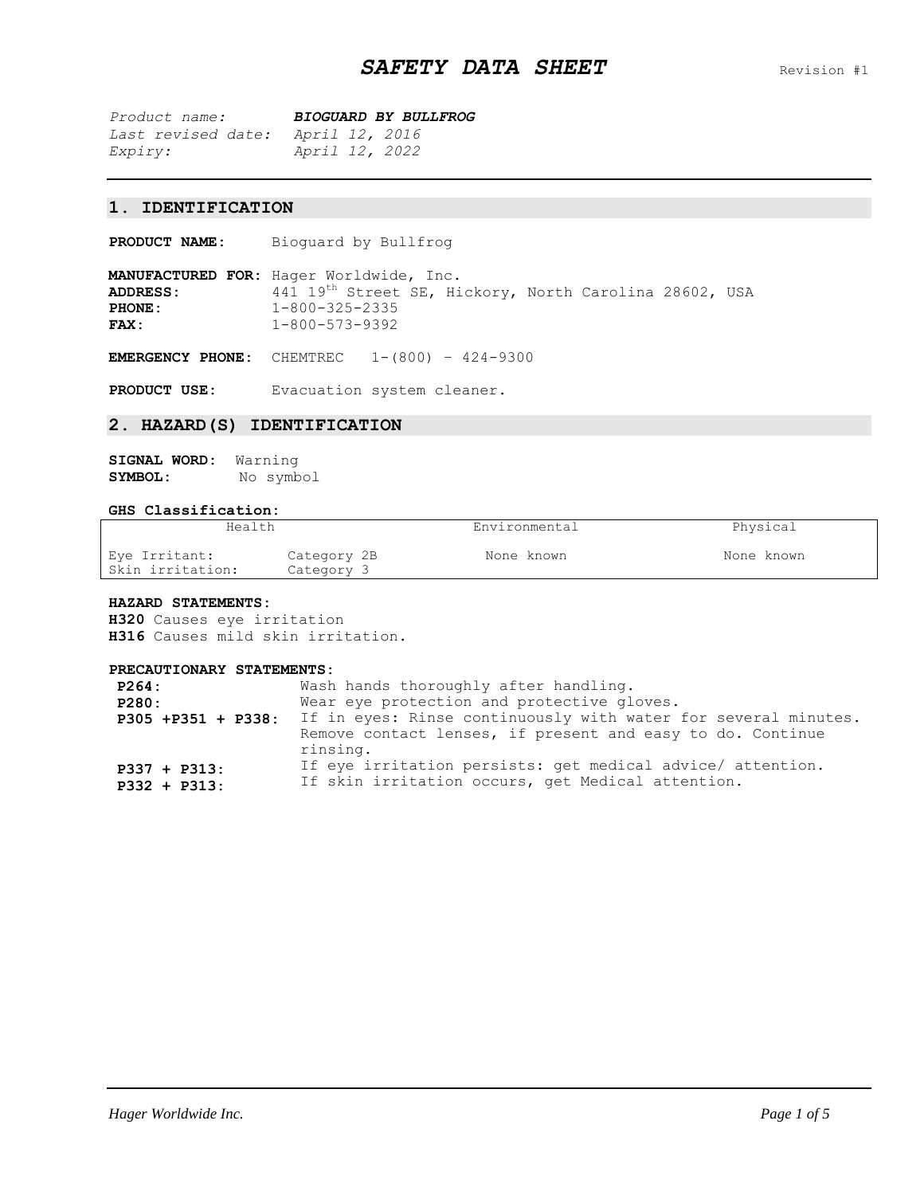# *SAFETY DATA SHEET*

Revision #1

*Product name:* ***BIOGUARD BY BULLFROG***
*Last revised date:* *April 12, 2016*
*Expiry:* *April 12, 2022*

## 1. IDENTIFICATION

**PRODUCT NAME:** Bioguard by Bullfrog

**MANUFACTURED FOR:** Hager Worldwide, Inc.
**ADDRESS:** 441 19th Street SE, Hickory, North Carolina 28602, USA
**PHONE:** 1-800-325-2335
**FAX:** 1-800-573-9392

**EMERGENCY PHONE:** CHEMTREC 1-(800) – 424-9300

**PRODUCT USE:** Evacuation system cleaner.

## 2. HAZARD(S) IDENTIFICATION

**SIGNAL WORD:** Warning
**SYMBOL:** No symbol

**GHS Classification:**

| Health | | Environmental | Physical |
|---|---|---|---|
| Eye Irritant: | Category 2B | None known | None known |
| Skin irritation: | Category 3 | | |

**HAZARD STATEMENTS:**
**H320** Causes eye irritation
**H316** Causes mild skin irritation.

**PRECAUTIONARY STATEMENTS:**

| | |
|---|---|
| **P264:** | Wash hands thoroughly after handling. |
| **P280:** | Wear eye protection and protective gloves. |
| **P305 +P351 + P338:** | If in eyes: Rinse continuously with water for several minutes. Remove contact lenses, if present and easy to do. Continue rinsing. |
| **P337 + P313:** | If eye irritation persists: get medical advice/ attention. |
| **P332 + P313:** | If skin irritation occurs, get Medical attention. |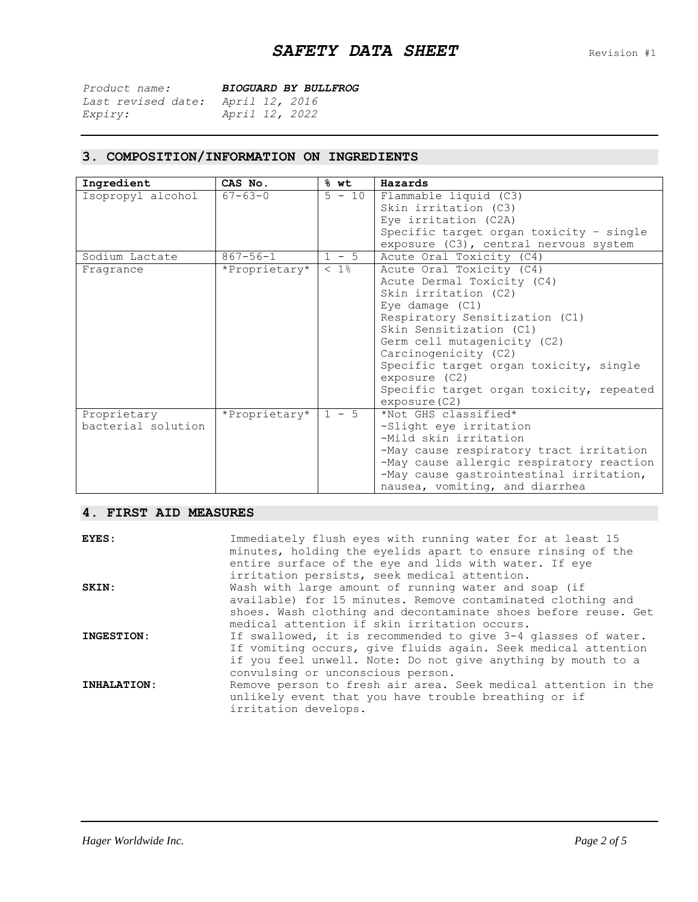# *SAFETY DATA SHEET*

Revision #1

*Product name:* ***BIOGUARD BY BULLFROG***
*Last revised date:* *April 12, 2016*
*Expiry:* *April 12, 2022*

## 3. COMPOSITION/INFORMATION ON INGREDIENTS

| Ingredient | CAS No. | % wt | Hazards |
|---|---|---|---|
| Isopropyl alcohol | 67-63-0 | 5 - 10 | Flammable liquid (C3)<br>Skin irritation (C3)<br>Eye irritation (C2A)<br>Specific target organ toxicity – single exposure (C3), central nervous system |
| Sodium Lactate | 867-56-1 | 1 - 5 | Acute Oral Toxicity (C4) |
| Fragrance | *Proprietary* | < 1% | Acute Oral Toxicity (C4)<br>Acute Dermal Toxicity (C4)<br>Skin irritation (C2)<br>Eye damage (C1)<br>Respiratory Sensitization (C1)<br>Skin Sensitization (C1)<br>Germ cell mutagenicity (C2)<br>Carcinogenicity (C2)<br>Specific target organ toxicity, single exposure (C2)<br>Specific target organ toxicity, repeated exposure(C2) |
| Proprietary bacterial solution | *Proprietary* | 1 - 5 | *Not GHS classified*<br>-Slight eye irritation<br>-Mild skin irritation<br>-May cause respiratory tract irritation<br>-May cause allergic respiratory reaction<br>-May cause gastrointestinal irritation, nausea, vomiting, and diarrhea |

## 4. FIRST AID MEASURES

**EYES:** Immediately flush eyes with running water for at least 15 minutes, holding the eyelids apart to ensure rinsing of the entire surface of the eye and lids with water. If eye irritation persists, seek medical attention.

**SKIN:** Wash with large amount of running water and soap (if available) for 15 minutes. Remove contaminated clothing and shoes. Wash clothing and decontaminate shoes before reuse. Get medical attention if skin irritation occurs.

**INGESTION:** If swallowed, it is recommended to give 3-4 glasses of water. If vomiting occurs, give fluids again. Seek medical attention if you feel unwell. Note: Do not give anything by mouth to a convulsing or unconscious person.

**INHALATION:** Remove person to fresh air area. Seek medical attention in the unlikely event that you have trouble breathing or if irritation develops.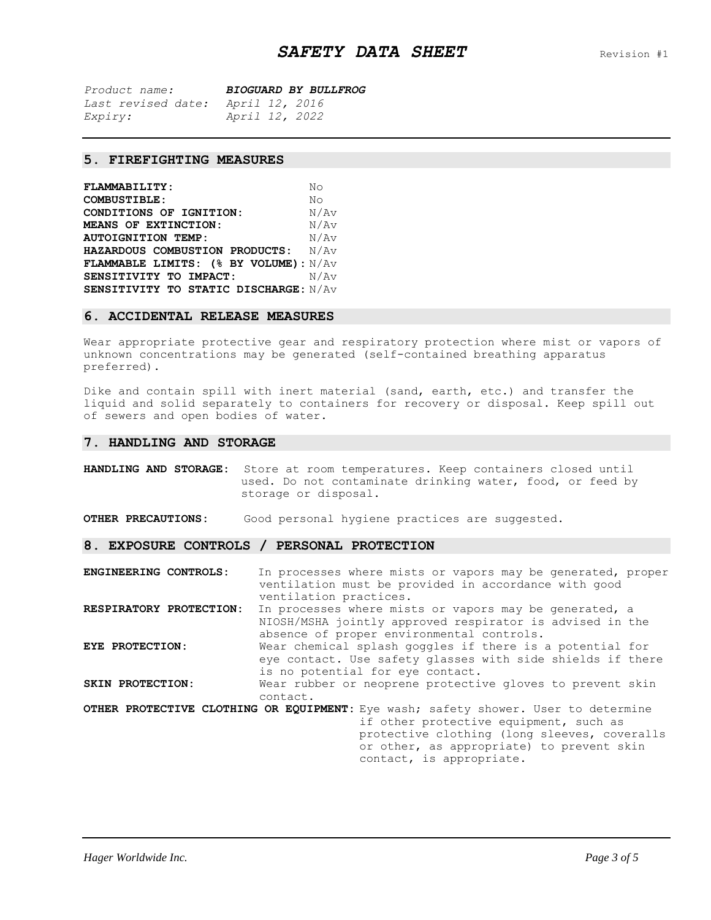## SAFETY DATA SHEET

Revision #1

*Product name:* ***BIOGUARD BY BULLFROG***
*Last revised date:* *April 12, 2016*
*Expiry:* *April 12, 2022*

## 5. FIREFIGHTING MEASURES

| | |
|---|---|
| **FLAMMABILITY:** | No |
| **COMBUSTIBLE:** | No |
| **CONDITIONS OF IGNITION:** | N/Av |
| **MEANS OF EXTINCTION:** | N/Av |
| **AUTOIGNITION TEMP:** | N/Av |
| **HAZARDOUS COMBUSTION PRODUCTS:** | N/Av |
| **FLAMMABLE LIMITS: (% BY VOLUME):** | N/Av |
| **SENSITIVITY TO IMPACT:** | N/Av |
| **SENSITIVITY TO STATIC DISCHARGE:** | N/Av |

## 6. ACCIDENTAL RELEASE MEASURES

Wear appropriate protective gear and respiratory protection where mist or vapors of unknown concentrations may be generated (self-contained breathing apparatus preferred).

Dike and contain spill with inert material (sand, earth, etc.) and transfer the liquid and solid separately to containers for recovery or disposal. Keep spill out of sewers and open bodies of water.

## 7. HANDLING AND STORAGE

**HANDLING AND STORAGE:** Store at room temperatures. Keep containers closed until used. Do not contaminate drinking water, food, or feed by storage or disposal.

**OTHER PRECAUTIONS:** Good personal hygiene practices are suggested.

## 8. EXPOSURE CONTROLS / PERSONAL PROTECTION

**ENGINEERING CONTROLS:** In processes where mists or vapors may be generated, proper ventilation must be provided in accordance with good ventilation practices.

**RESPIRATORY PROTECTION:** In processes where mists or vapors may be generated, a NIOSH/MSHA jointly approved respirator is advised in the absence of proper environmental controls.

**EYE PROTECTION:** Wear chemical splash goggles if there is a potential for eye contact. Use safety glasses with side shields if there is no potential for eye contact.

**SKIN PROTECTION:** Wear rubber or neoprene protective gloves to prevent skin contact.

**OTHER PROTECTIVE CLOTHING OR EQUIPMENT:** Eye wash; safety shower. User to determine if other protective equipment, such as protective clothing (long sleeves, coveralls or other, as appropriate) to prevent skin contact, is appropriate.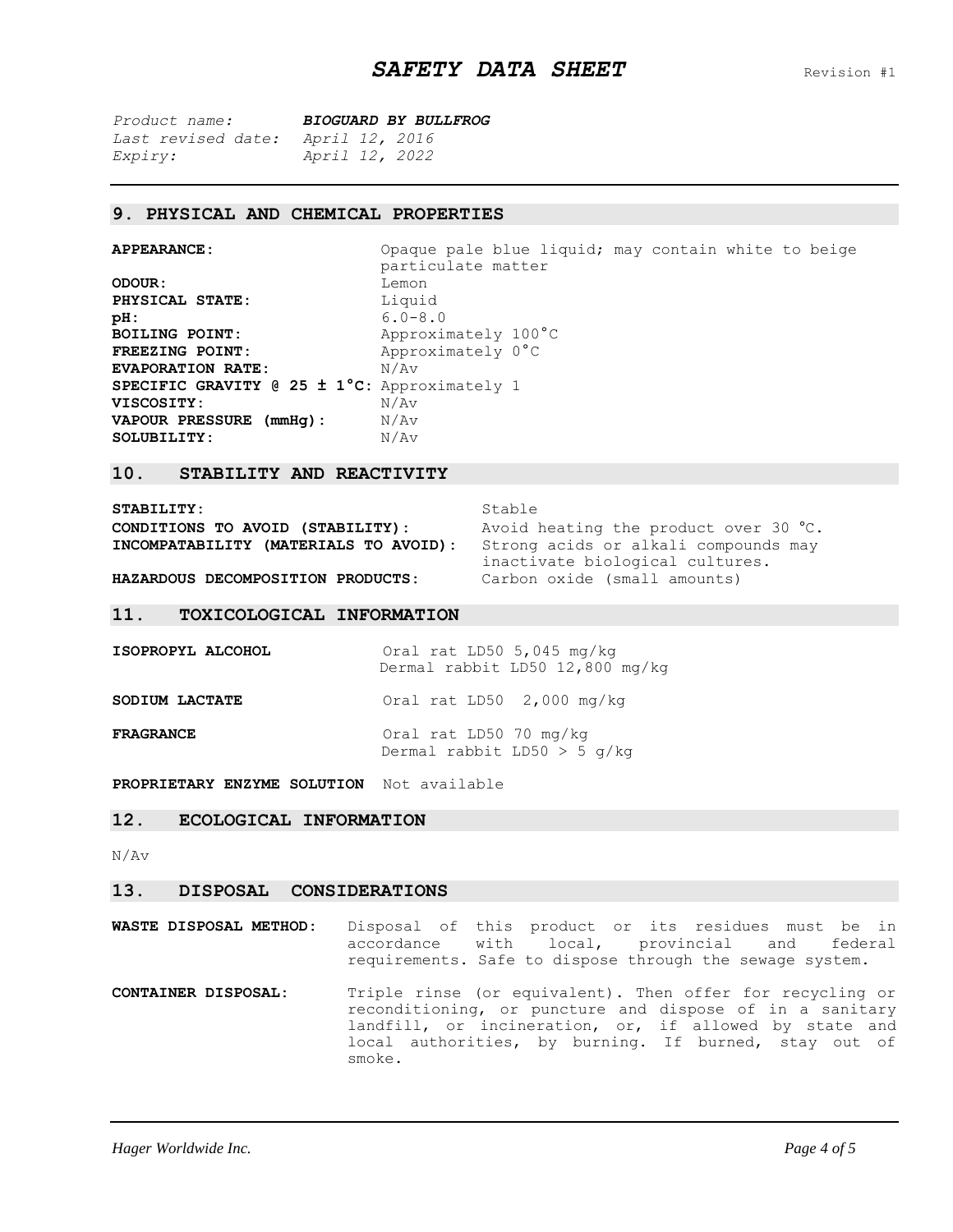# ***SAFETY DATA SHEET***

Revision #1

*Product name:* ***BIOGUARD BY BULLFROG***
*Last revised date:* *April 12, 2016*
*Expiry:* *April 12, 2022*

## 9. PHYSICAL AND CHEMICAL PROPERTIES

| | |
|---|---|
| **APPEARANCE:** | Opaque pale blue liquid; may contain white to beige particulate matter |
| **ODOUR:** | Lemon |
| **PHYSICAL STATE:** | Liquid |
| **pH:** | 6.0-8.0 |
| **BOILING POINT:** | Approximately 100°C |
| **FREEZING POINT:** | Approximately 0°C |
| **EVAPORATION RATE:** | N/Av |
| **SPECIFIC GRAVITY @ 25 ± 1°C:** | Approximately 1 |
| **VISCOSITY:** | N/Av |
| **VAPOUR PRESSURE (mmHg):** | N/Av |
| **SOLUBILITY:** | N/Av |

## 10. STABILITY AND REACTIVITY

| | |
|---|---|
| **STABILITY:** | Stable |
| **CONDITIONS TO AVOID (STABILITY):** | Avoid heating the product over 30 °C. |
| **INCOMPATABILITY (MATERIALS TO AVOID):** | Strong acids or alkali compounds may inactivate biological cultures. |
| **HAZARDOUS DECOMPOSITION PRODUCTS:** | Carbon oxide (small amounts) |

## 11. TOXICOLOGICAL INFORMATION

| | |
|---|---|
| **ISOPROPYL ALCOHOL** | Oral rat LD50 5,045 mg/kg<br>Dermal rabbit LD50 12,800 mg/kg |
| **SODIUM LACTATE** | Oral rat LD50 2,000 mg/kg |
| **FRAGRANCE** | Oral rat LD50 70 mg/kg<br>Dermal rabbit LD50 > 5 g/kg |
| **PROPRIETARY ENZYME SOLUTION** | Not available |

## 12. ECOLOGICAL INFORMATION

N/Av

## 13. DISPOSAL CONSIDERATIONS

**WASTE DISPOSAL METHOD:** Disposal of this product or its residues must be in accordance with local, provincial and federal requirements. Safe to dispose through the sewage system.

**CONTAINER DISPOSAL:** Triple rinse (or equivalent). Then offer for recycling or reconditioning, or puncture and dispose of in a sanitary landfill, or incineration, or, if allowed by state and local authorities, by burning. If burned, stay out of smoke.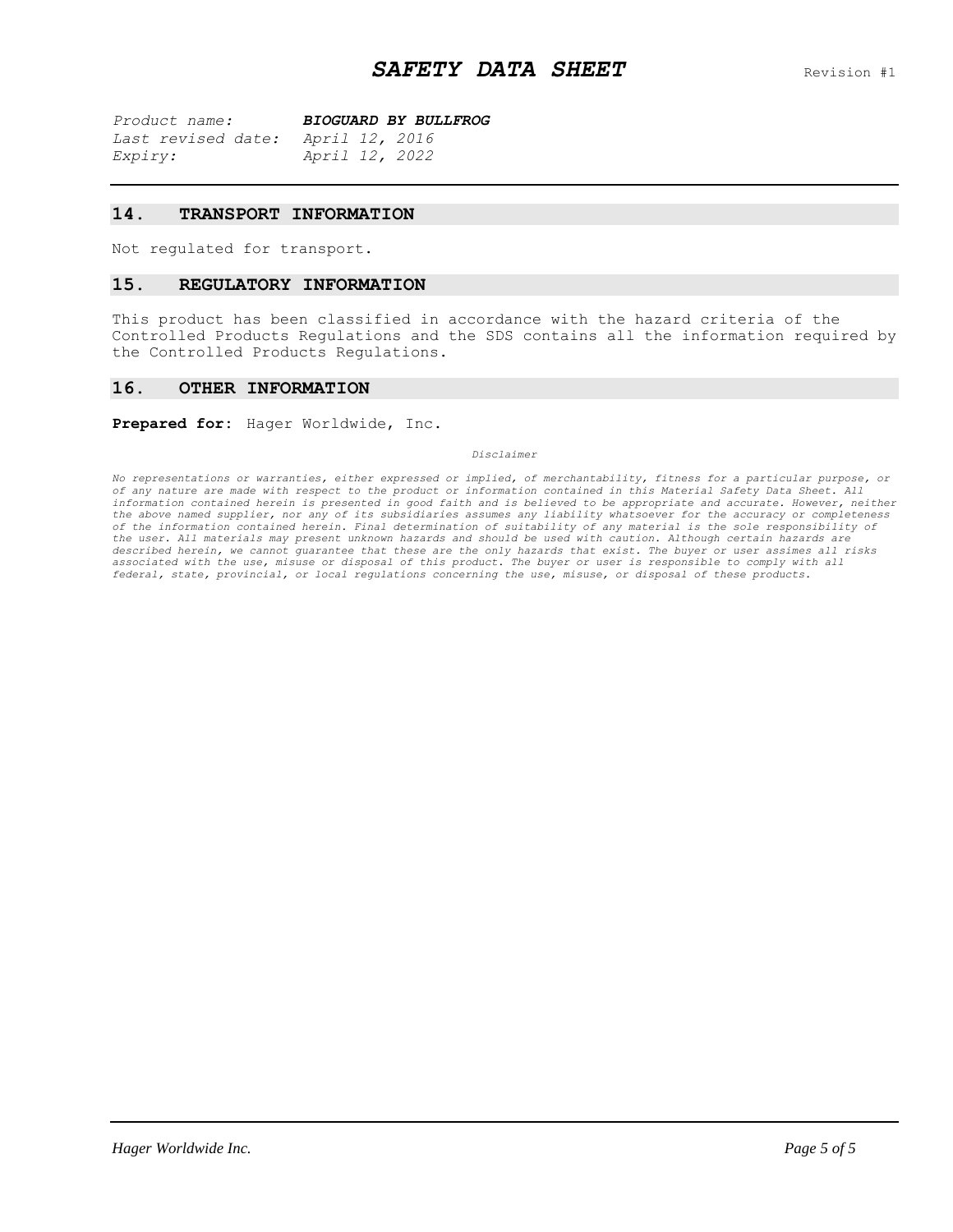Product name: ***BIOGUARD BY BULLFROG***
*Last revised date: April 12, 2016*
*Expiry: April 12, 2022*

## 14. TRANSPORT INFORMATION

Not regulated for transport.

## 15. REGULATORY INFORMATION

This product has been classified in accordance with the hazard criteria of the Controlled Products Regulations and the SDS contains all the information required by the Controlled Products Regulations.

## 16. OTHER INFORMATION

**Prepared for**: Hager Worldwide, Inc.

*Disclaimer*

*No representations or warranties, either expressed or implied, of merchantability, fitness for a particular purpose, or of any nature are made with respect to the product or information contained in this Material Safety Data Sheet. All information contained herein is presented in good faith and is believed to be appropriate and accurate. However, neither the above named supplier, nor any of its subsidiaries assumes any liability whatsoever for the accuracy or completeness of the information contained herein. Final determination of suitability of any material is the sole responsibility of the user. All materials may present unknown hazards and should be used with caution. Although certain hazards are described herein, we cannot guarantee that these are the only hazards that exist. The buyer or user assimes all risks associated with the use, misuse or disposal of this product. The buyer or user is responsible to comply with all federal, state, provincial, or local regulations concerning the use, misuse, or disposal of these products.*